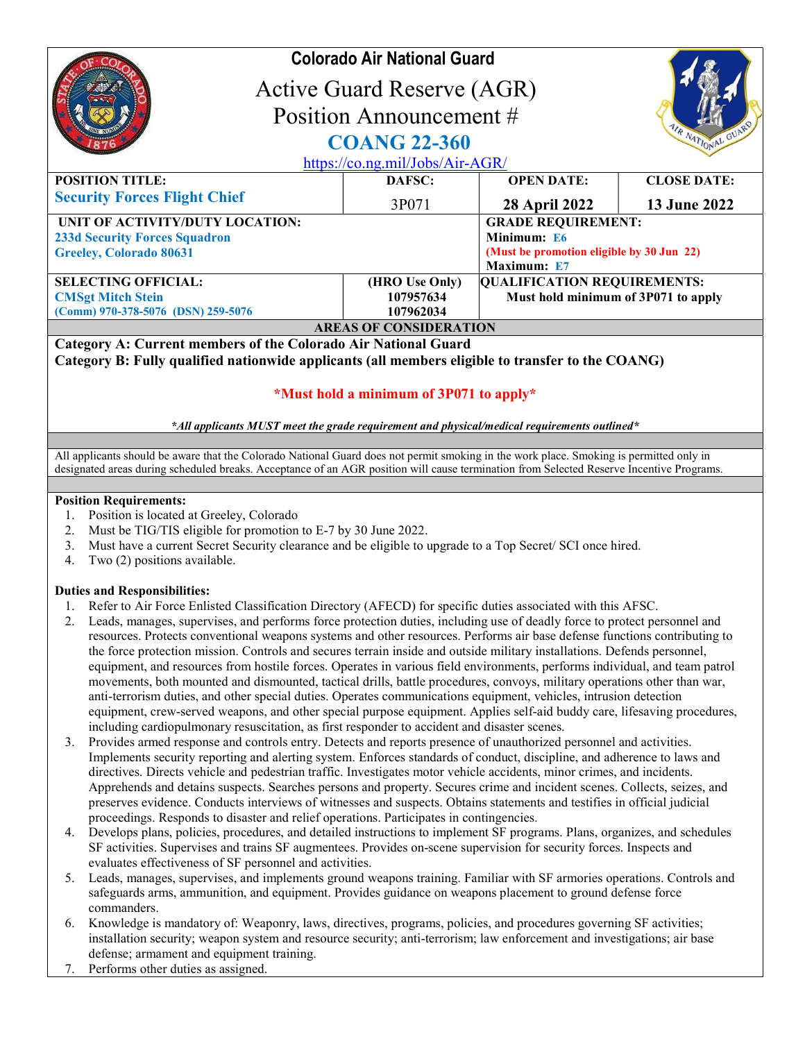# Colorado Air National Guard

## Active Guard Reserve (AGR) Position Announcement #

## COANG 22-360

https://co.ng.mil/Jobs/Air-AGR/

| POSITION TITLE: | DAFSC: | OPEN DATE: | CLOSE DATE: |
|---|---|---|---|
| **Security Forces Flight Chief** | 3P071 | **28 April 2022** | **13 June 2022** |

| UNIT OF ACTIVITY/DUTY LOCATION: | GRADE REQUIREMENT: |
|---|---|
| **233d Security Forces Squadron**<br>**Greeley, Colorado 80631** | **Minimum: E6**<br>**(Must be promotion eligible by 30 Jun 22)**<br>**Maximum: E7** |

| SELECTING OFFICIAL: | (HRO Use Only) | QUALIFICATION REQUIREMENTS: |
|---|---|---|
| **CMSgt Mitch Stein**<br>**(Comm) 970-378-5076 (DSN) 259-5076** | **107957634**<br>**107962034** | **Must hold minimum of 3P071 to apply** |

**AREAS OF CONSIDERATION**

**Category A: Current members of the Colorado Air National Guard**
**Category B: Fully qualified nationwide applicants (all members eligible to transfer to the COANG)**

**\*Must hold a minimum of 3P071 to apply\***

***\*All applicants MUST meet the grade requirement and physical/medical requirements outlined\****

All applicants should be aware that the Colorado National Guard does not permit smoking in the work place. Smoking is permitted only in designated areas during scheduled breaks. Acceptance of an AGR position will cause termination from Selected Reserve Incentive Programs.

**Position Requirements:**

1. Position is located at Greeley, Colorado
2. Must be TIG/TIS eligible for promotion to E-7 by 30 June 2022.
3. Must have a current Secret Security clearance and be eligible to upgrade to a Top Secret/ SCI once hired.
4. Two (2) positions available.

**Duties and Responsibilities:**

1. Refer to Air Force Enlisted Classification Directory (AFECD) for specific duties associated with this AFSC.
2. Leads, manages, supervises, and performs force protection duties, including use of deadly force to protect personnel and resources. Protects conventional weapons systems and other resources. Performs air base defense functions contributing to the force protection mission. Controls and secures terrain inside and outside military installations. Defends personnel, equipment, and resources from hostile forces. Operates in various field environments, performs individual, and team patrol movements, both mounted and dismounted, tactical drills, battle procedures, convoys, military operations other than war, anti-terrorism duties, and other special duties. Operates communications equipment, vehicles, intrusion detection equipment, crew-served weapons, and other special purpose equipment. Applies self-aid buddy care, lifesaving procedures, including cardiopulmonary resuscitation, as first responder to accident and disaster scenes.
3. Provides armed response and controls entry. Detects and reports presence of unauthorized personnel and activities. Implements security reporting and alerting system. Enforces standards of conduct, discipline, and adherence to laws and directives. Directs vehicle and pedestrian traffic. Investigates motor vehicle accidents, minor crimes, and incidents. Apprehends and detains suspects. Searches persons and property. Secures crime and incident scenes. Collects, seizes, and preserves evidence. Conducts interviews of witnesses and suspects. Obtains statements and testifies in official judicial proceedings. Responds to disaster and relief operations. Participates in contingencies.
4. Develops plans, policies, procedures, and detailed instructions to implement SF programs. Plans, organizes, and schedules SF activities. Supervises and trains SF augmentees. Provides on-scene supervision for security forces. Inspects and evaluates effectiveness of SF personnel and activities.
5. Leads, manages, supervises, and implements ground weapons training. Familiar with SF armories operations. Controls and safeguards arms, ammunition, and equipment. Provides guidance on weapons placement to ground defense force commanders.
6. Knowledge is mandatory of: Weaponry, laws, directives, programs, policies, and procedures governing SF activities; installation security; weapon system and resource security; anti-terrorism; law enforcement and investigations; air base defense; armament and equipment training.
7. Performs other duties as assigned.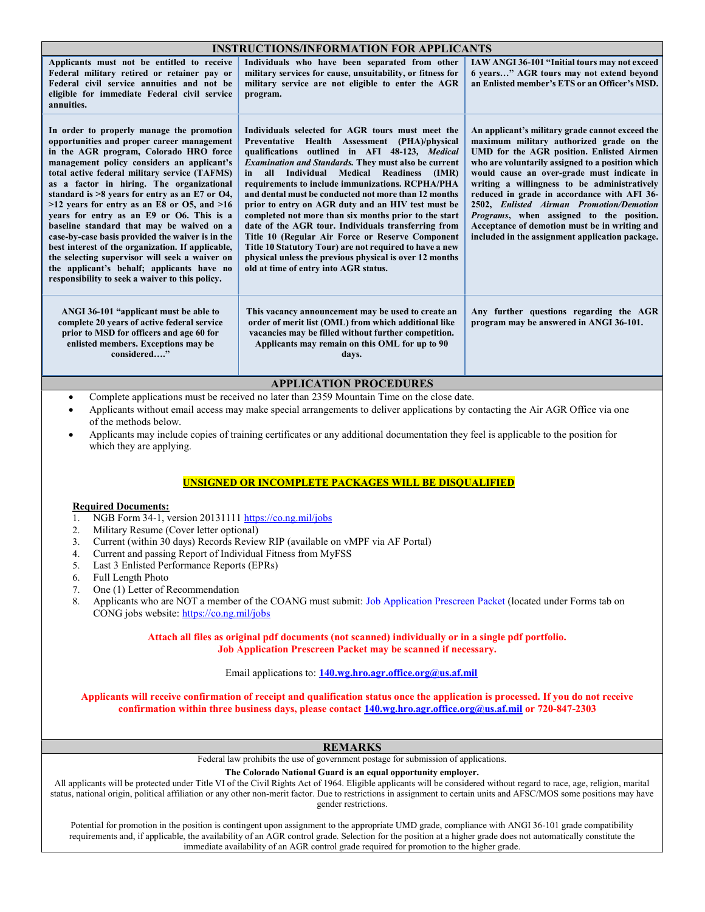## INSTRUCTIONS/INFORMATION FOR APPLICANTS

| | | |
|---|---|---|
| **Applicants must not be entitled to receive Federal military retired or retainer pay or Federal civil service annuities and not be eligible for immediate Federal civil service annuities.** | **Individuals who have been separated from other military services for cause, unsuitability, or fitness for military service are not eligible to enter the AGR program.** | **IAW ANGI 36-101 "Initial tours may not exceed 6 years…" AGR tours may not extend beyond an Enlisted member's ETS or an Officer's MSD.** |
| **In order to properly manage the promotion opportunities and proper career management in the AGR program, Colorado HRO force management policy considers an applicant's total active federal military service (TAFMS) as a factor in hiring. The organizational standard is >8 years for entry as an E7 or O4, >12 years for entry as an E8 or O5, and >16 years for entry as an E9 or O6. This is a baseline standard that may be waived on a case-by-case basis provided the waiver is in the best interest of the organization. If applicable, the selecting supervisor will seek a waiver on the applicant's behalf; applicants have no responsibility to seek a waiver to this policy.** | **Individuals selected for AGR tours must meet the Preventative Health Assessment (PHA)/physical qualifications outlined in AFI 48-123, *Medical Examination and Standards.* They must also be current in all Individual Medical Readiness (IMR) requirements to include immunizations. RCPHA/PHA and dental must be conducted not more than 12 months prior to entry on AGR duty and an HIV test must be completed not more than six months prior to the start date of the AGR tour. Individuals transferring from Title 10 (Regular Air Force or Reserve Component Title 10 Statutory Tour) are not required to have a new physical unless the previous physical is over 12 months old at time of entry into AGR status.** | **An applicant's military grade cannot exceed the maximum military authorized grade on the UMD for the AGR position. Enlisted Airmen who are voluntarily assigned to a position which would cause an over-grade must indicate in writing a willingness to be administratively reduced in grade in accordance with AFI 36-2502, *Enlisted Airman Promotion/Demotion Programs*, when assigned to the position. Acceptance of demotion must be in writing and included in the assignment application package.** |
| **ANGI 36-101 "applicant must be able to complete 20 years of active federal service prior to MSD for officers and age 60 for enlisted members. Exceptions may be considered…."** | **This vacancy announcement may be used to create an order of merit list (OML) from which additional like vacancies may be filled without further competition. Applicants may remain on this OML for up to 90 days.** | **Any further questions regarding the AGR program may be answered in ANGI 36-101.** |

## APPLICATION PROCEDURES

- Complete applications must be received no later than 2359 Mountain Time on the close date.
- Applicants without email access may make special arrangements to deliver applications by contacting the Air AGR Office via one of the methods below.
- Applicants may include copies of training certificates or any additional documentation they feel is applicable to the position for which they are applying.

**UNSIGNED OR INCOMPLETE PACKAGES WILL BE DISQUALIFIED**

**Required Documents:**

1. NGB Form 34-1, version 20131111 https://co.ng.mil/jobs
2. Military Resume (Cover letter optional)
3. Current (within 30 days) Records Review RIP (available on vMPF via AF Portal)
4. Current and passing Report of Individual Fitness from MyFSS
5. Last 3 Enlisted Performance Reports (EPRs)
6. Full Length Photo
7. One (1) Letter of Recommendation
8. Applicants who are NOT a member of the COANG must submit: Job Application Prescreen Packet (located under Forms tab on CONG jobs website: https://co.ng.mil/jobs

**Attach all files as original pdf documents (not scanned) individually or in a single pdf portfolio. Job Application Prescreen Packet may be scanned if necessary.**

Email applications to: **140.wg.hro.agr.office.org@us.af.mil**

**Applicants will receive confirmation of receipt and qualification status once the application is processed. If you do not receive confirmation within three business days, please contact 140.wg.hro.agr.office.org@us.af.mil or 720-847-2303**

## REMARKS

Federal law prohibits the use of government postage for submission of applications.

**The Colorado National Guard is an equal opportunity employer.**

All applicants will be protected under Title VI of the Civil Rights Act of 1964. Eligible applicants will be considered without regard to race, age, religion, marital status, national origin, political affiliation or any other non-merit factor. Due to restrictions in assignment to certain units and AFSC/MOS some positions may have gender restrictions.

Potential for promotion in the position is contingent upon assignment to the appropriate UMD grade, compliance with ANGI 36-101 grade compatibility requirements and, if applicable, the availability of an AGR control grade. Selection for the position at a higher grade does not automatically constitute the immediate availability of an AGR control grade required for promotion to the higher grade.